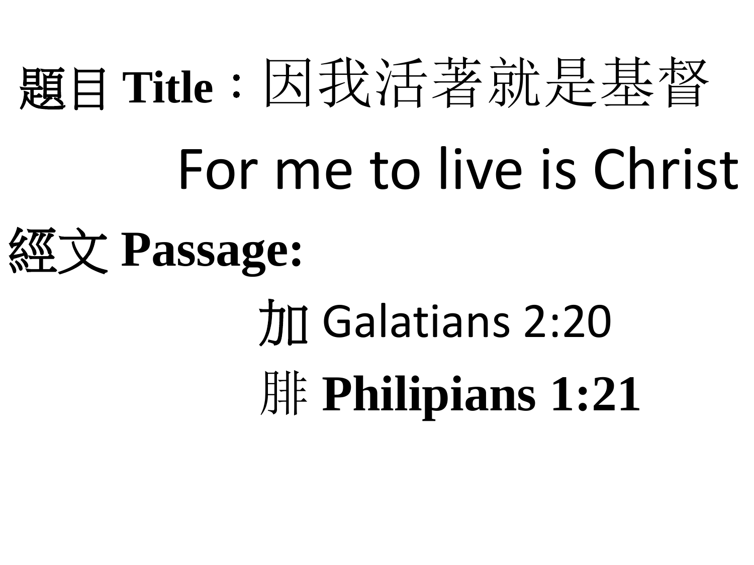**題目 Title**：因我活著就是基督

For me to live is Christ

**經文 Passage:**

加 Galatians 2:20

腓 **Philipians 1:21**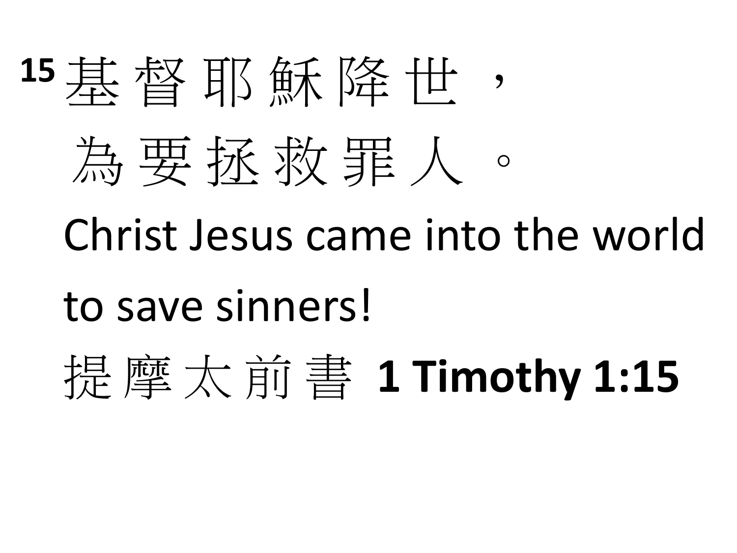15 基 督 耶 穌 降 世 ，
為 要 拯 救 罪 人 。
Christ Jesus came into the world
to save sinners!
提 摩 太 前 書 **1 Timothy 1:15**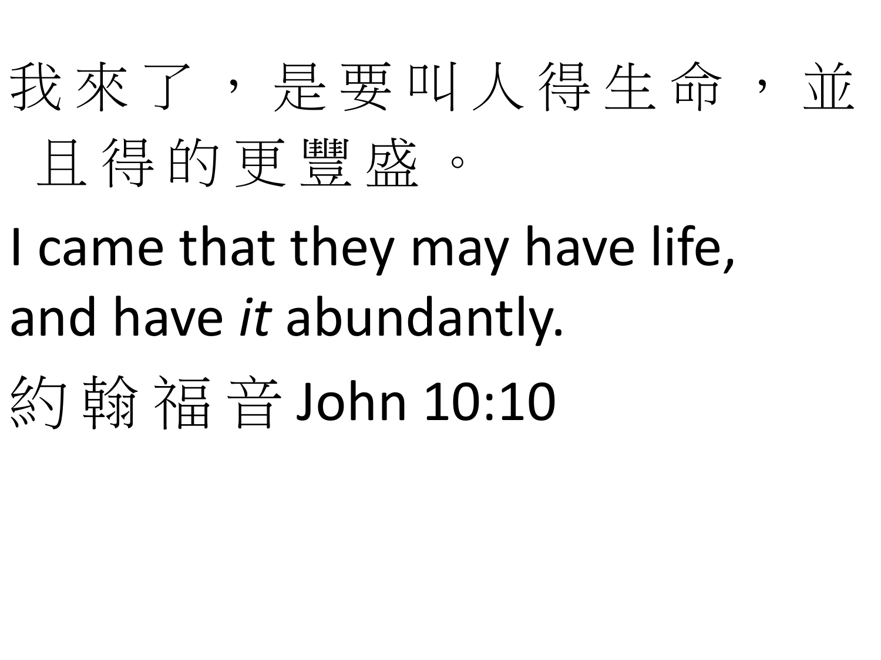我來了，是要叫人得生命，並且得的更豐盛。

I came that they may have life, and have *it* abundantly.

約翰福音 John 10:10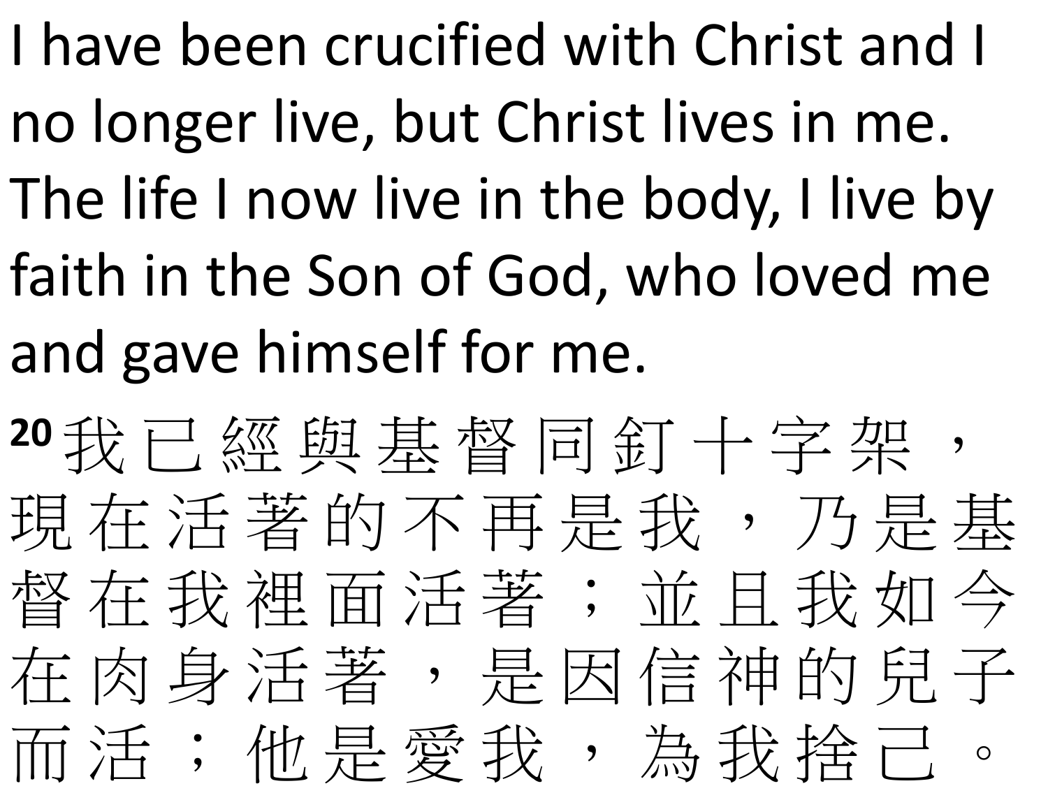I have been crucified with Christ and I no longer live, but Christ lives in me. The life I now live in the body, I live by faith in the Son of God, who loved me and gave himself for me.

[20] 我已經與基督同釘十字架，現在活著的不再是我，乃是基督在我裡面活著；並且我如今在肉身活著，是因信神的兒子而活；他是愛我，為我捨己。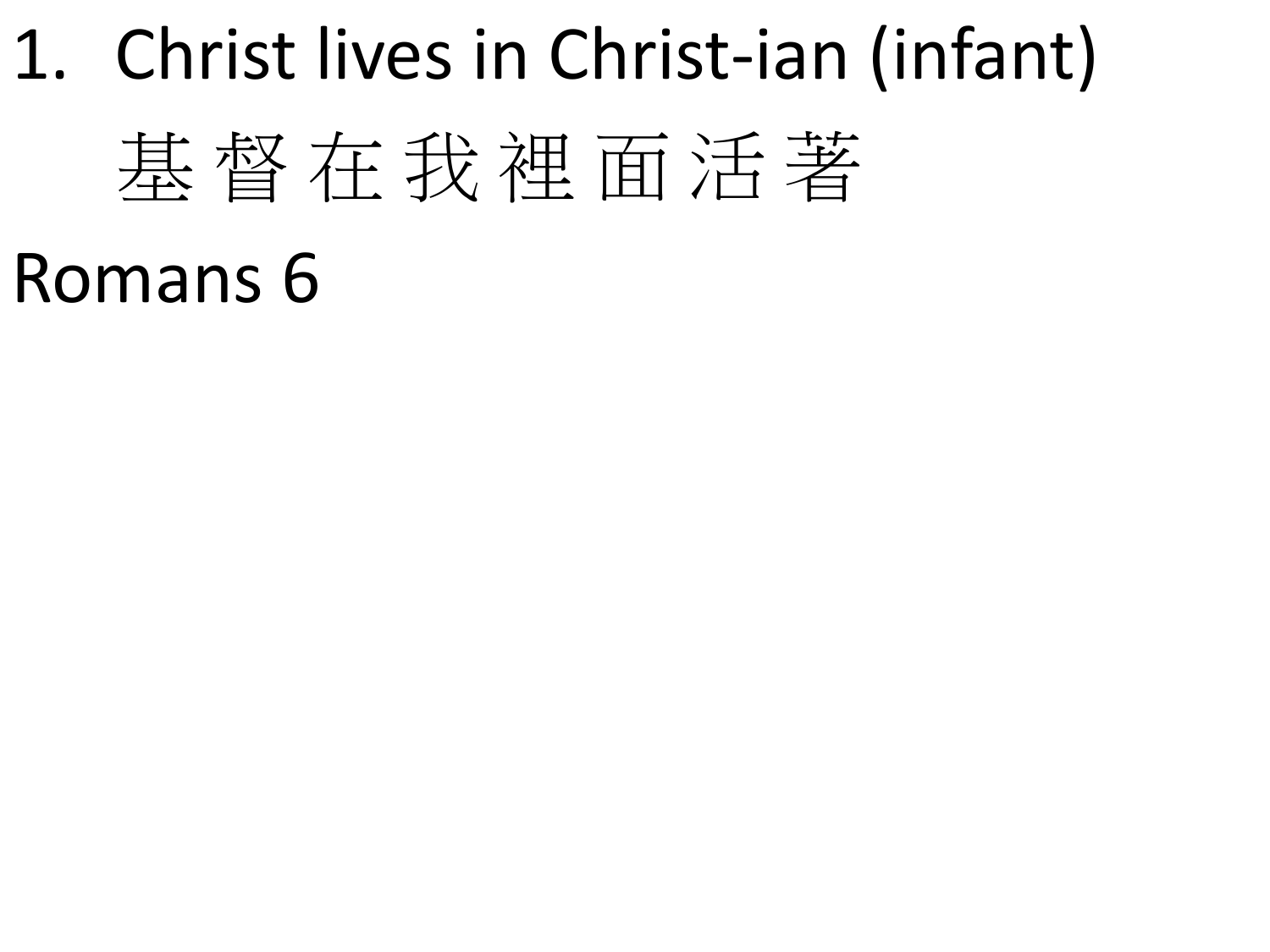1. Christ lives in Christ-ian (infant)

   基督在我裡面活著

Romans 6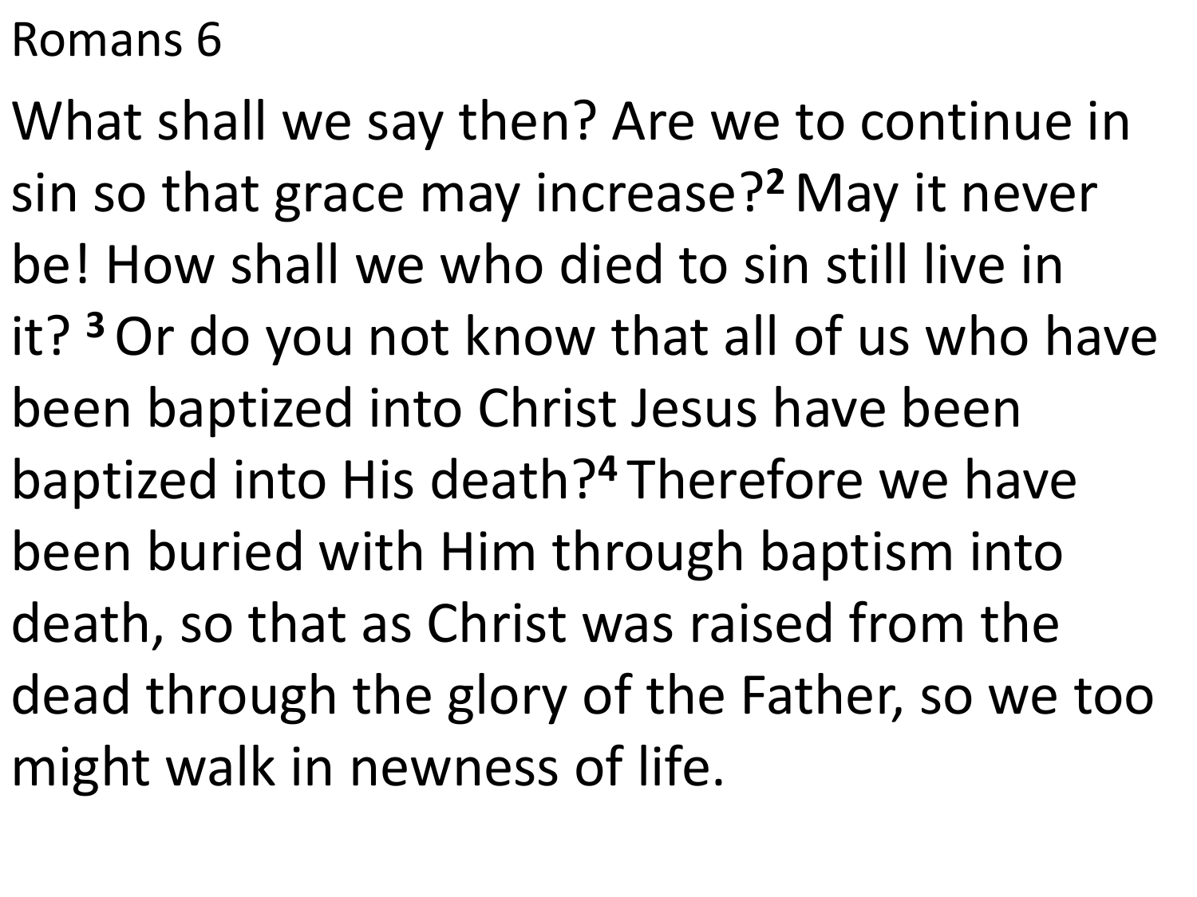Romans 6

What shall we say then? Are we to continue in sin so that grace may increase?[2] May it never be! How shall we who died to sin still live in it? [3] Or do you not know that all of us who have been baptized into Christ Jesus have been baptized into His death?[4] Therefore we have been buried with Him through baptism into death, so that as Christ was raised from the dead through the glory of the Father, so we too might walk in newness of life.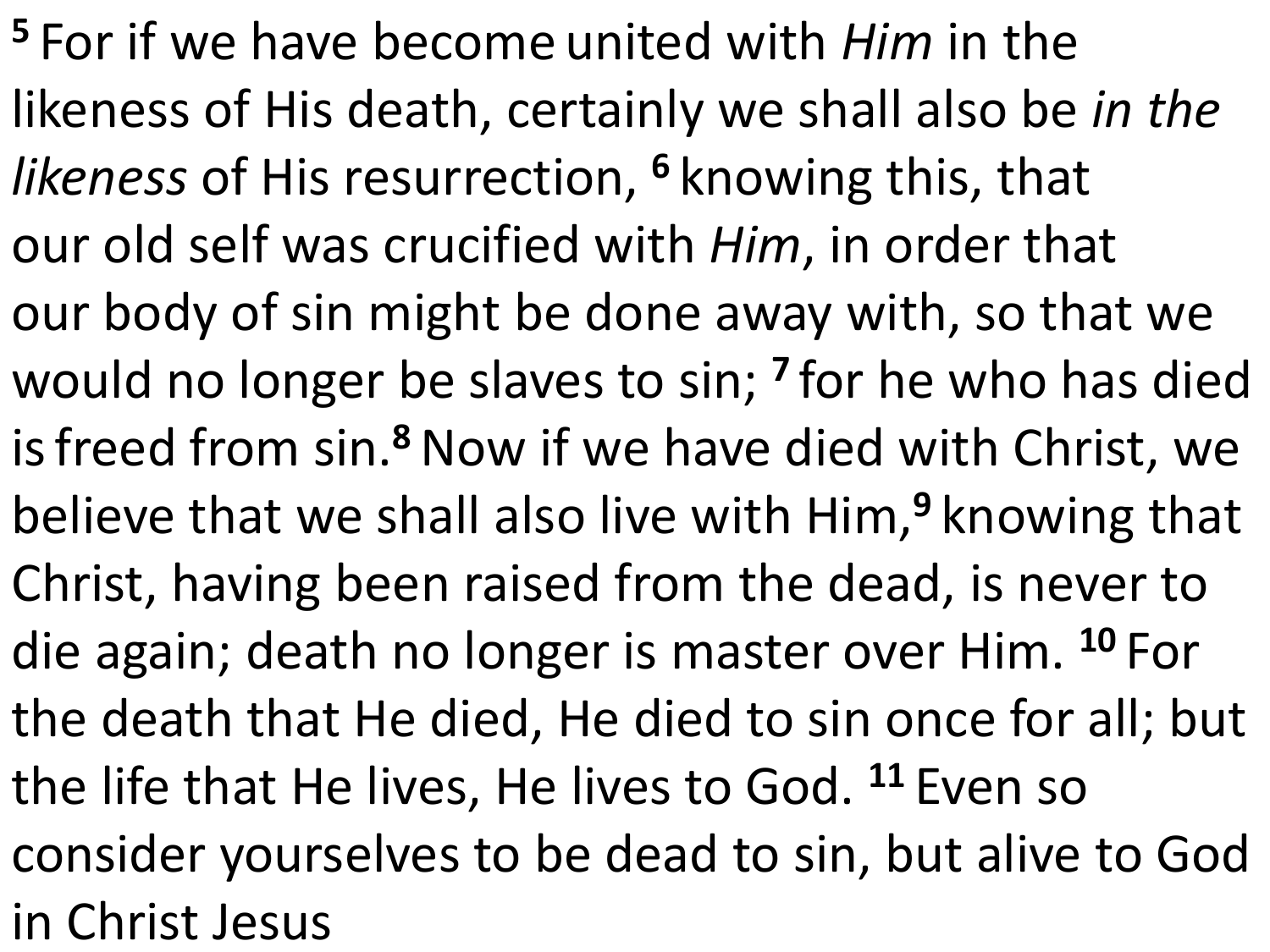[5] For if we have become united with *Him* in the likeness of His death, certainly we shall also be *in the likeness* of His resurrection, [6] knowing this, that our old self was crucified with *Him*, in order that our body of sin might be done away with, so that we would no longer be slaves to sin; [7] for he who has died is freed from sin.[8] Now if we have died with Christ, we believe that we shall also live with Him,[9] knowing that Christ, having been raised from the dead, is never to die again; death no longer is master over Him. [10] For the death that He died, He died to sin once for all; but the life that He lives, He lives to God. [11] Even so consider yourselves to be dead to sin, but alive to God in Christ Jesus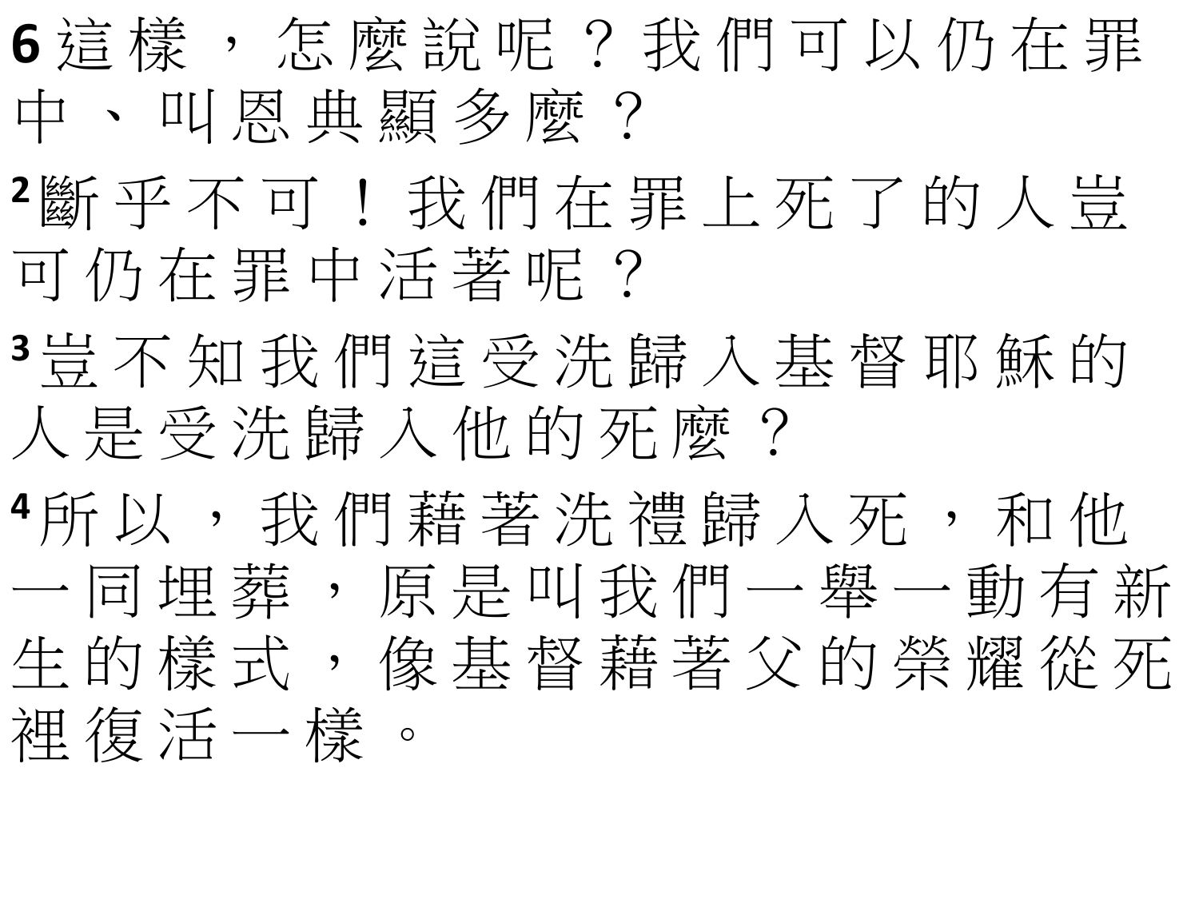**6** 這樣，怎麼說呢？我們可以仍在罪中、叫恩典顯多麼？

**2**斷乎不可！我們在罪上死了的人豈可仍在罪中活著呢？

**3**豈不知我們這受洗歸入基督耶穌的人是受洗歸入他的死麼？

**4**所以，我們藉著洗禮歸入死，和他一同埋葬，原是叫我們一舉一動有新生的樣式，像基督藉著父的榮耀從死裡復活一樣。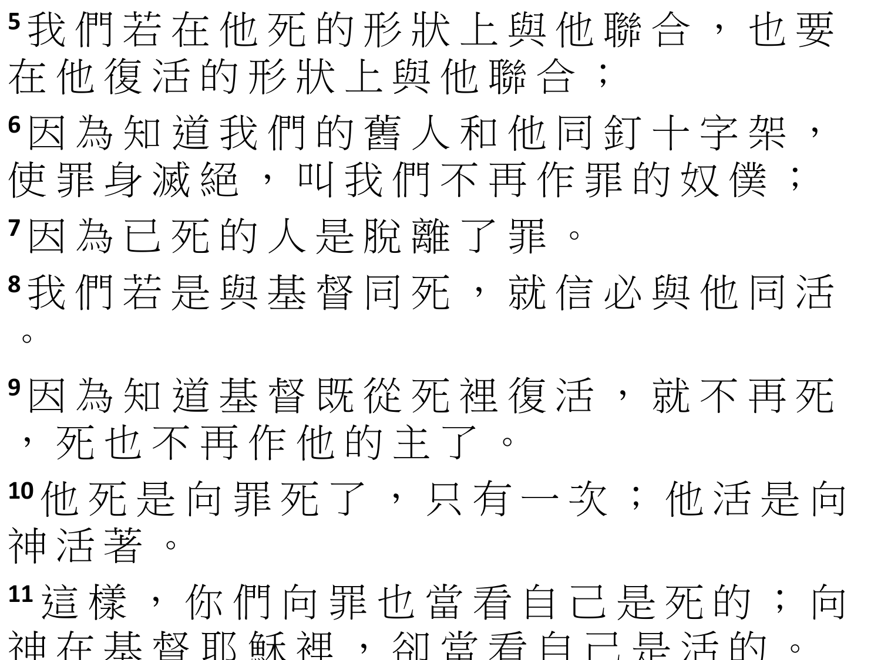5 我們若在他死的形狀上與他聯合，也要在他復活的形狀上與他聯合；

6 因為知道我們的舊人和他同釘十字架，使罪身滅絕，叫我們不再作罪的奴僕；

7 因為已死的人是脫離了罪。

8 我們若是與基督同死，就信必與他同活。

9 因為知道基督既從死裡復活，就不再死，死也不再作他的主了。

10 他死是向罪死了，只有一次；他活是向神活著。

11 這樣，你們向罪也當看自己是死的；向神在基督耶穌裡，卻當看自己是活的。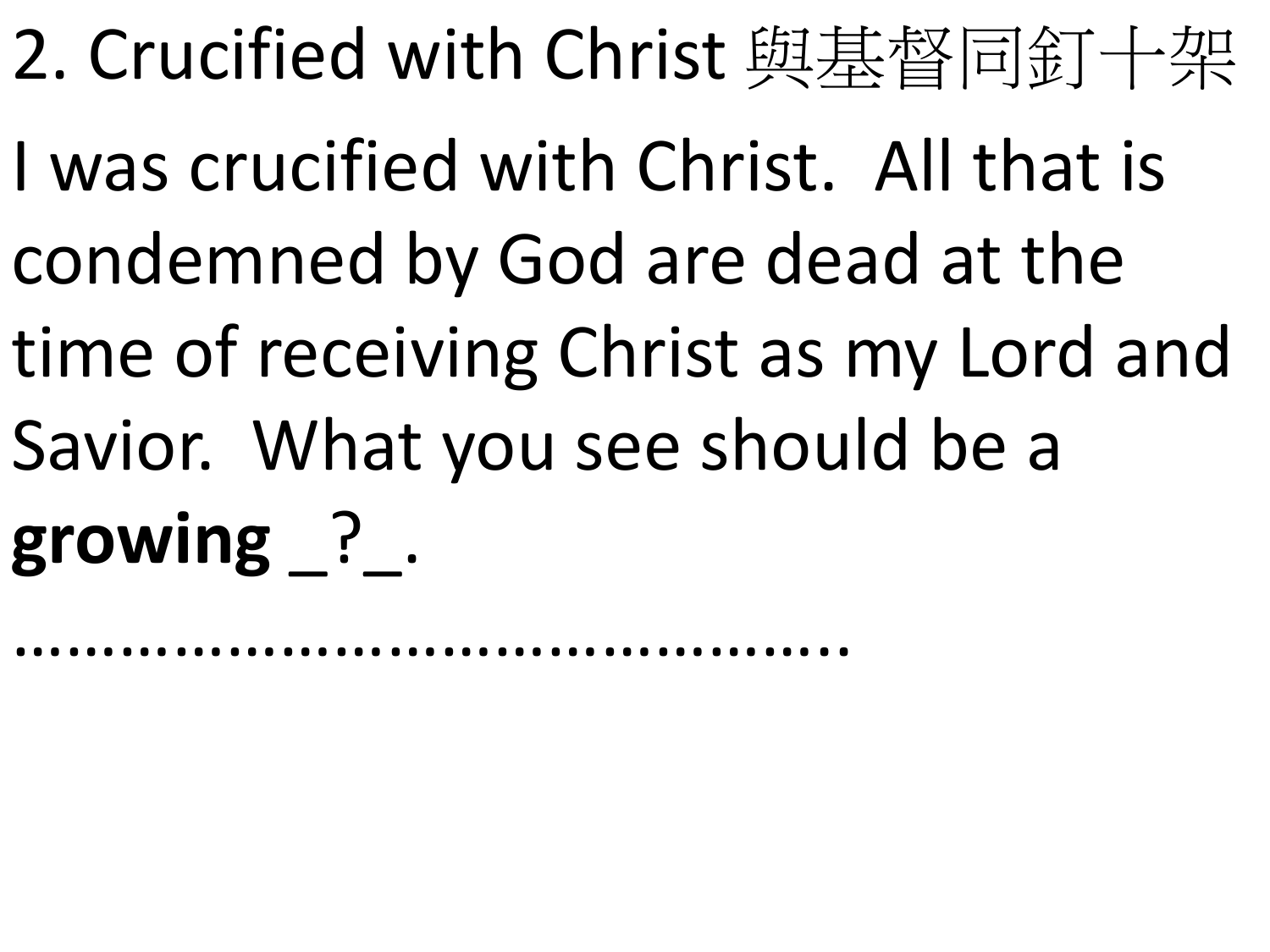## 2. Crucified with Christ 與基督同釘十架

I was crucified with Christ. All that is condemned by God are dead at the time of receiving Christ as my Lord and Savior. What you see should be a **growing** _?_.

..........................................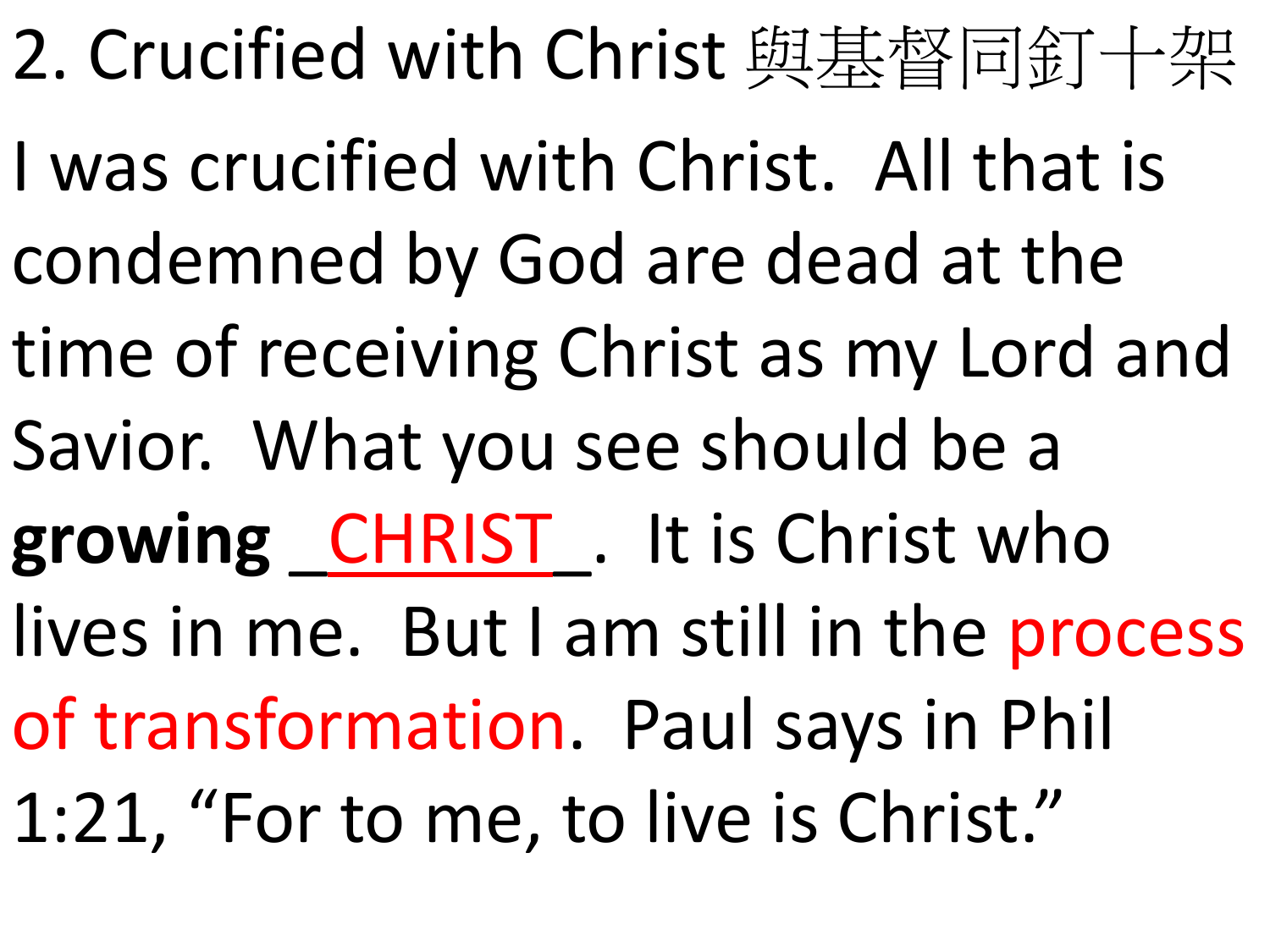## 2. Crucified with Christ 與基督同釘十架

I was crucified with Christ. All that is condemned by God are dead at the time of receiving Christ as my Lord and Savior. What you see should be a **growing** _CHRIST_. It is Christ who lives in me. But I am still in the process of transformation. Paul says in Phil 1:21, “For to me, to live is Christ.”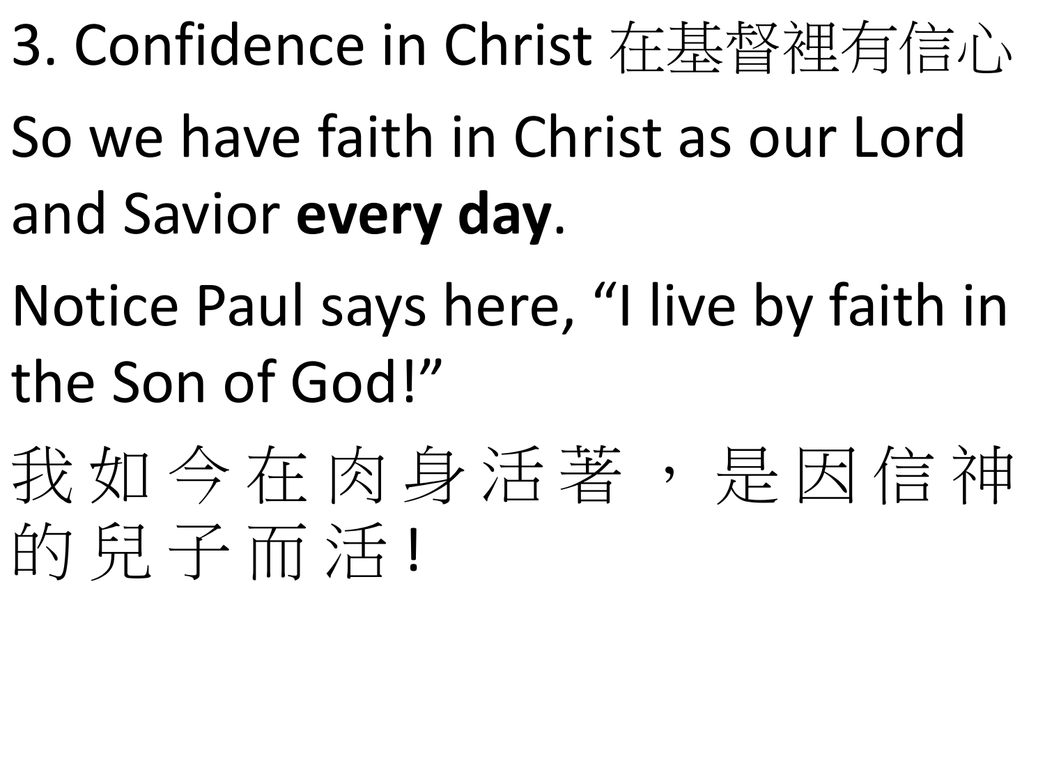3. Confidence in Christ 在基督裡有信心

So we have faith in Christ as our Lord and Savior **every day**.

Notice Paul says here, “I live by faith in the Son of God!”

我如今在肉身活著，是因信神的兒子而活！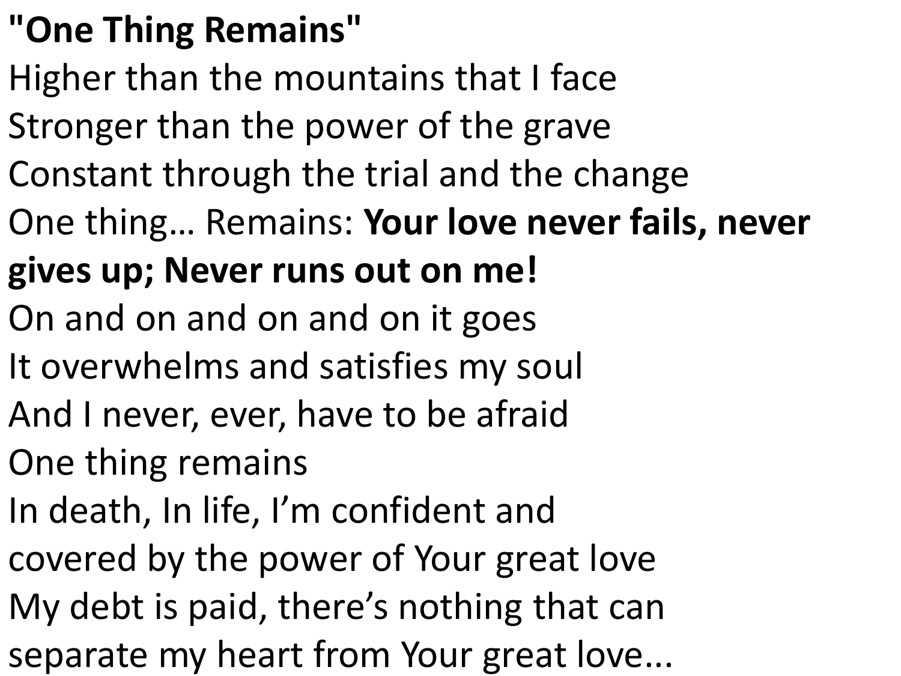**"One Thing Remains"**

Higher than the mountains that I face
Stronger than the power of the grave
Constant through the trial and the change
One thing… Remains: **Your love never fails, never gives up; Never runs out on me!**
On and on and on and on it goes
It overwhelms and satisfies my soul
And I never, ever, have to be afraid
One thing remains
In death, In life, I'm confident and
covered by the power of Your great love
My debt is paid, there's nothing that can
separate my heart from Your great love...